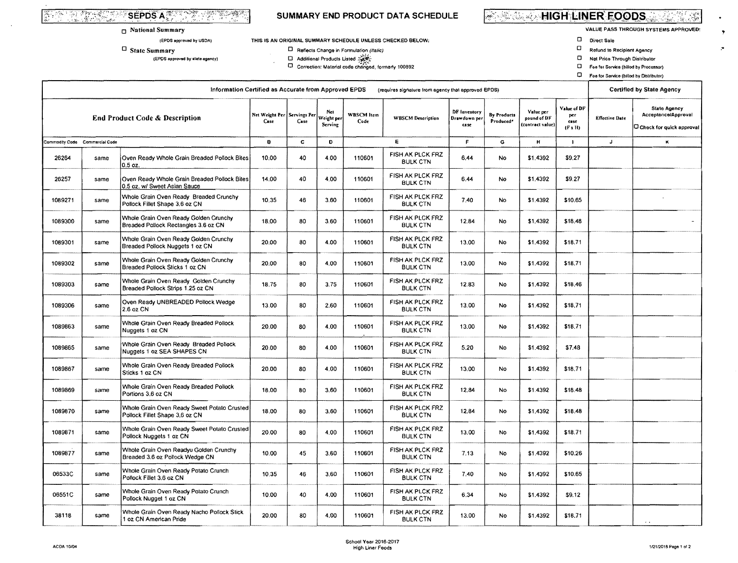**SEPDS A** | **SUMMARY END PRODUCT DATA SCHEDULE** | **HIGH LINER FOODS**

☐ National Summary
(EPDS approved by USDA)

☐ State Summary
(EPDS approved by state agency)

THIS IS AN ORIGINAL SUMMARY SCHEDULE UNLESS CHECKED BELOW:

☐ Reflects Change in Formulation *(Italic)*
☐ Additional Products Listed NEW
☐ Correction: Material code changed, formerly 100892

VALUE PASS THROUGH SYSTEMS APPROVED:

☐ Direct Sale
☐ Refund to Recipient Agency
☐ Net Price Through Distributor
☐ Fee for Service (billed by Processor)
☐ Fee for Service (billed by Distributor)

| Information Certified as Accurate from Approved EPDS (requires signature from agency that approved EPDS) | | | | | | | | | | | | | Certified by State Agency | |
|---|---|---|---|---|---|---|---|---|---|---|---|---|---|---|
| End Product Code & Description | | | Net Weight Per Case | Servings Per Case | Net Weight per Serving | WBSCM Item Code | WBSCM Description | DF Inventory Drawdown per case | By Products Produced* | Value per pound of DF (contract value) | Value of DF per case (F x H) | Effective Date | State Agency Acceptance/Approval ☐ Check for quick approval |
| Commodity Code | Commercial Code | | B | C | D | E | | F | G | H | I | J | K |
| 26264 | same | Oven Ready Whole Grain Breaded Pollock Bites 0.5 oz. | 10.00 | 40 | 4.00 | 110601 | FISH AK PLCK FRZ BULK CTN | 6.44 | No | $1.4392 | $9.27 | | |
| 26257 | same | Oven Ready Whole Grain Breaded Pollock Bites 0.5 oz. w/ Sweet Asian Sauce | 14.00 | 40 | 4.00 | 110601 | FISH AK PLCK FRZ BULK CTN | 6.44 | No | $1.4392 | $9.27 | | |
| 1089271 | same | Whole Grain Oven Ready Breaded Crunchy Pollock Fillet Shape 3.6 oz CN | 10.35 | 46 | 3.60 | 110601 | FISH AK PLCK FRZ BULK CTN | 7.40 | No | $1.4392 | $10.65 | | |
| 1089300 | same | Whole Grain Oven Ready Golden Crunchy Breaded Pollock Rectangles 3.6 oz CN | 18.00 | 80 | 3.60 | 110601 | FISH AK PLCK FRZ BULK CTN | 12.84 | No | $1.4392 | $18.48 | | |
| 1089301 | same | Whole Grain Oven Ready Golden Crunchy Breaded Pollock Nuggets 1 oz CN | 20.00 | 80 | 4.00 | 110601 | FISH AK PLCK FRZ BULK CTN | 13.00 | No | $1.4392 | $18.71 | | |
| 1089302 | same | Whole Grain Oven Ready Golden Crunchy Breaded Pollock Sticks 1 oz CN | 20.00 | 80 | 4.00 | 110601 | FISH AK PLCK FRZ BULK CTN | 13.00 | No | $1.4392 | $18.71 | | |
| 1089303 | same | Whole Grain Oven Ready Golden Crunchy Breaded Pollock Strips 1.25 oz CN | 18.75 | 80 | 3.75 | 110601 | FISH AK PLCK FRZ BULK CTN | 12.83 | No | $1.4392 | $18.46 | | |
| 1089306 | same | Oven Ready UNBREADED Pollock Wedge 2.6 oz CN | 13.00 | 80 | 2.60 | 110601 | FISH AK PLCK FRZ BULK CTN | 13.00 | No | $1.4392 | $18.71 | | |
| 1089863 | same | Whole Grain Oven Ready Breaded Pollock Nuggets 1 oz CN | 20.00 | 80 | 4.00 | 110601 | FISH AK PLCK FRZ BULK CTN | 13.00 | No | $1.4392 | $18.71 | | |
| 1089865 | same | Whole Grain Oven Ready Breaded Pollock Nuggets 1 oz SEA SHAPES CN | 20.00 | 80 | 4.00 | 110601 | FISH AK PLCK FRZ BULK CTN | 5.20 | No | $1.4392 | $7.48 | | |
| 1089867 | same | Whole Grain Oven Ready Breaded Pollock Sticks 1 oz CN | 20.00 | 80 | 4.00 | 110601 | FISH AK PLCK FRZ BULK CTN | 13.00 | No | $1.4392 | $18.71 | | |
| 1089869 | same | Whole Grain Oven Ready Breaded Pollock Portions 3.6 oz CN | 18.00 | 80 | 3.60 | 110601 | FISH AK PLCK FRZ BULK CTN | 12.84 | No | $1.4392 | $18.48 | | |
| 1089870 | same | Whole Grain Oven Ready Sweet Potato Crusted Pollock Fillet Shape 3.6 oz CN | 18.00 | 80 | 3.60 | 110601 | FISH AK PLCK FRZ BULK CTN | 12.84 | No | $1.4392 | $18.48 | | |
| 1089871 | same | Whole Grain Oven Ready Sweet Potato Crusted Pollock Nuggets 1 oz CN | 20.00 | 80 | 4.00 | 110601 | FISH AK PLCK FRZ BULK CTN | 13.00 | No | $1.4392 | $18.71 | | |
| 1089877 | same | Whole Grain Oven Readyu Golden Crunchy Breaded 3.6 oz Pollock Wedge CN | 10.00 | 45 | 3.60 | 110601 | FISH AK PLCK FRZ BULK CTN | 7.13 | No | $1.4392 | $10.26 | | |
| 06533C | same | Whole Grain Oven Ready Potato Crunch Pollock Fillet 3.6 oz CN | 10.35 | 46 | 3.60 | 110601 | FISH AK PLCK FRZ BULK CTN | 7.40 | No | $1.4392 | $10.65 | | |
| 06551C | same | Whole Grain Oven Ready Potato Crunch Pollock Nugget 1 oz CN | 10.00 | 40 | 4.00 | 110601 | FISH AK PLCK FRZ BULK CTN | 6.34 | No | $1.4392 | $9.12 | | |
| 38118 | same | Whole Grain Oven Ready Nacho Pollock Stick 1 oz CN American Pride | 20.00 | 80 | 4.00 | 110601 | FISH AK PLCK FRZ BULK CTN | 13.00 | No | $1.4392 | $18.71 | | |

ACDA 10/04

School Year 2016-2017
High Liner Foods

1/21/2016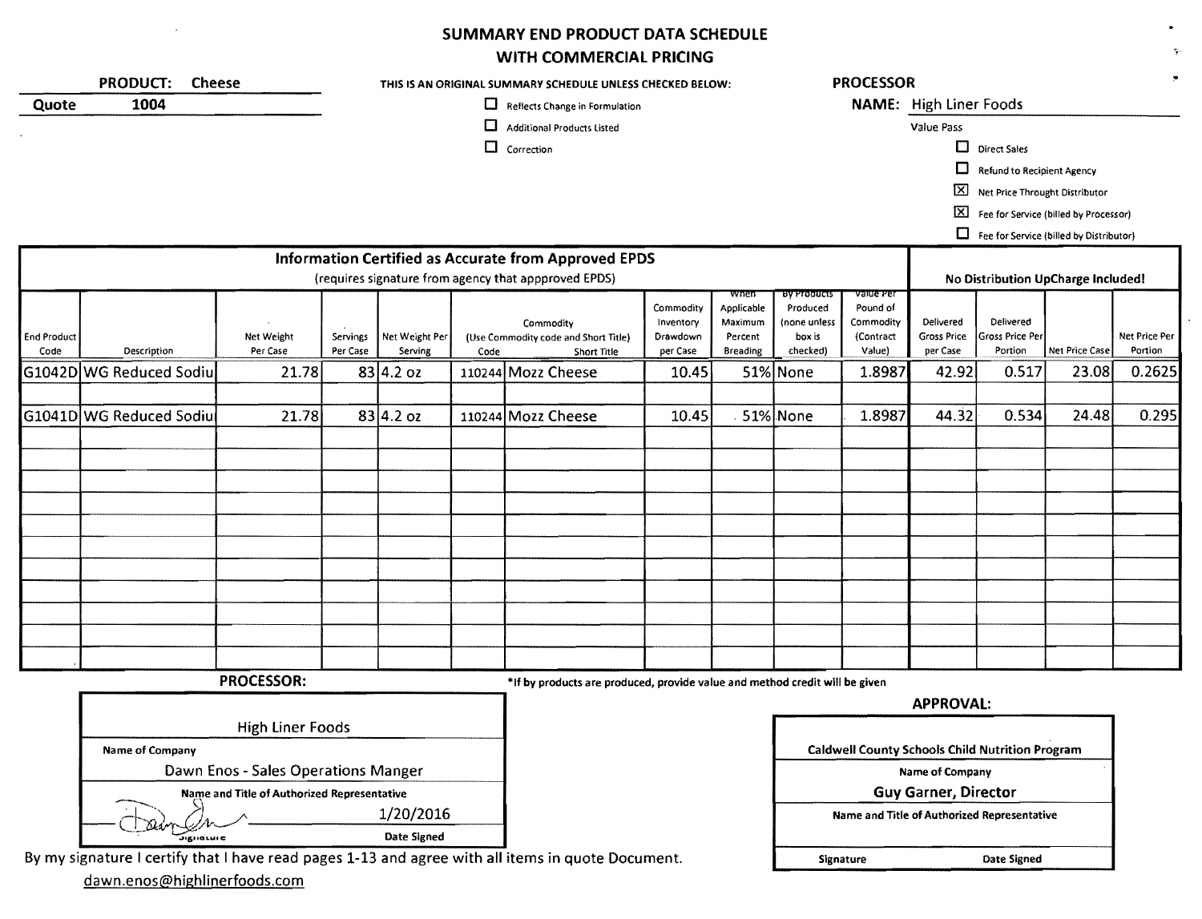# SUMMARY END PRODUCT DATA SCHEDULE
# WITH COMMERCIAL PRICING

**PRODUCT:** Cheese

**Quote** 1004

**THIS IS AN ORIGINAL SUMMARY SCHEDULE UNLESS CHECKED BELOW:**

- ☐ Reflects Change in Formulation
- ☐ Additional Products Listed
- ☐ Correction

**PROCESSOR**

**NAME:** High Liner Foods

Value Pass

- ☐ Direct Sales
- ☐ Refund to Recipient Agency
- ☒ Net Price Throught Distributor
- ☒ Fee for Service (billed by Processor)
- ☐ Fee for Service (billed by Distributor)

| Information Certified as Accurate from Approved EPDS (requires signature from agency that appproved EPDS) | | | | | | | | | | | No Distribution UpCharge Included! | | | |
|---|---|---|---|---|---|---|---|---|---|---|---|---|---|---|
| End Product Code | Description | Net Weight Per Case | Servings Per Case | Net Weight Per Serving | Commodity (Use Commodity code and Short Title) Code | Short Title | Commodity Inventory Drawdown per Case | When Applicable Maximum Percent Breading | By Products Produced (none unless box is checked) | Value Per Pound of Commodity (Contract Value) | Delivered Gross Price per Case | Delivered Gross Price Per Portion | Net Price Case | Net Price Per Portion |
| G1042D | WG Reduced Sodiu | 21.78 | 83 | 4.2 oz | 110244 | Mozz Cheese | 10.45 | 51% | None | 1.8987 | 42.92 | 0.517 | 23.08 | 0.2625 |
| G1041D | WG Reduced Sodiu | 21.78 | 83 | 4.2 oz | 110244 | Mozz Cheese | 10.45 | 51% | None | 1.8987 | 44.32 | 0.534 | 24.48 | 0.295 |

*If by products are produced, provide value and method credit will be given

**PROCESSOR:**

High Liner Foods
Name of Company

Dawn Enos - Sales Operations Manger
Name and Title of Authorized Representative

[Signature] 1/20/2016
Signature Date Signed

By my signature I certify that I have read pages 1-13 and agree with all items in quote Document.

dawn.enos@highlinerfoods.com

**APPROVAL:**

Caldwell County Schools Child Nutrition Program
Name of Company

**Guy Garner, Director**
Name and Title of Authorized Representative

Signature Date Signed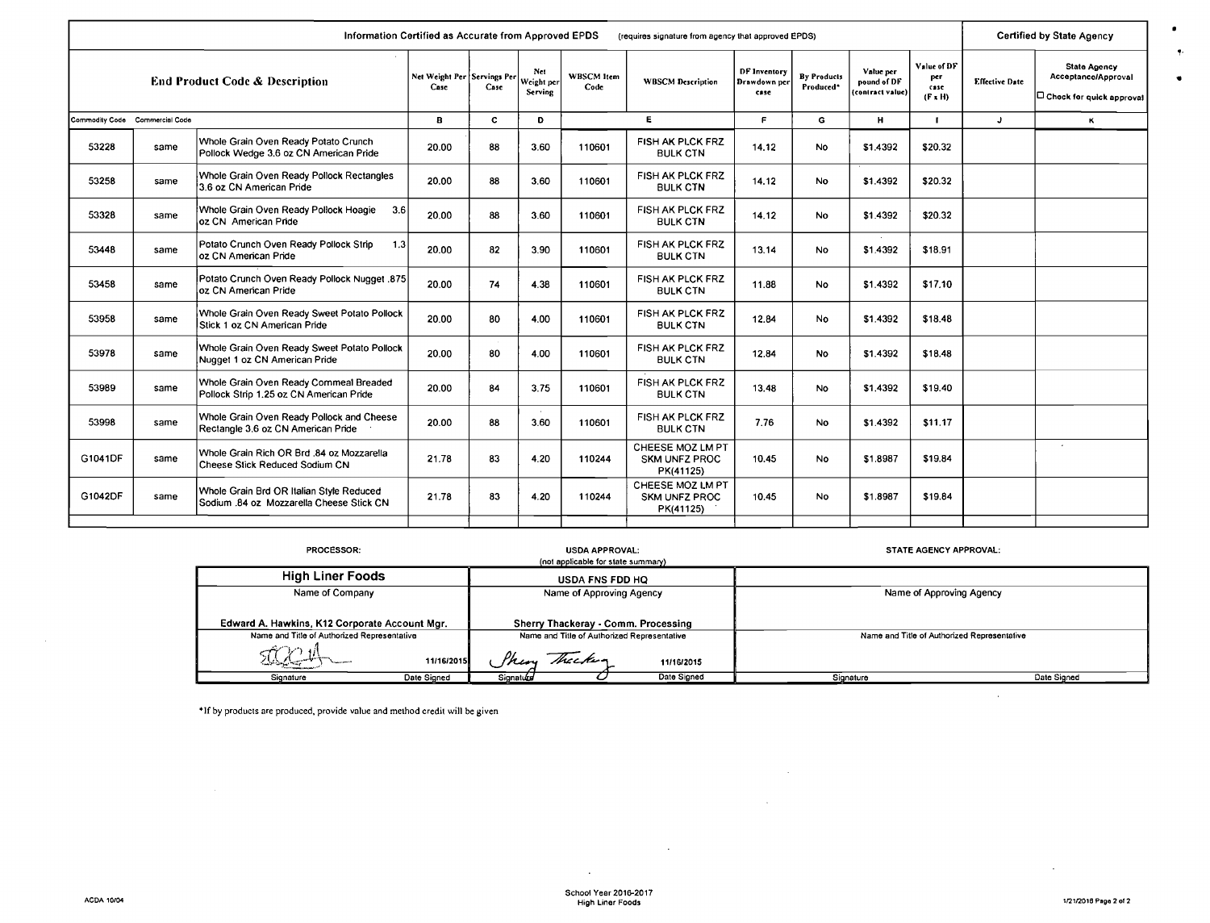| Information Certified as Accurate from Approved EPDS (requires signature from agency that approved EPDS) | | | | | | | | | | | | Certified by State Agency | |
|---|---|---|---|---|---|---|---|---|---|---|---|---|---|
| End Product Code & Description | | | Net Weight Per Case | Servings Per Case | Net Weight per Serving | WBSCM Item Code | WBSCM Description | DF Inventory Drawdown per case | By Products Produced* | Value per pound of DF (contract value) | Value of DF per case (F x H) | Effective Date | State Agency Acceptance/Approval ☐ Check for quick approval |
| Commodity Code | Commercial Code | | B | C | D | E | | F | G | H | I | J | K |
| 53228 | same | Whole Grain Oven Ready Potato Crunch Pollock Wedge 3.6 oz CN American Pride | 20.00 | 88 | 3.60 | 110601 | FISH AK PLCK FRZ BULK CTN | 14.12 | No | $1.4392 | $20.32 | | |
| 53258 | same | Whole Grain Oven Ready Pollock Rectangles 3.6 oz CN American Pride | 20.00 | 88 | 3.60 | 110601 | FISH AK PLCK FRZ BULK CTN | 14.12 | No | $1.4392 | $20.32 | | |
| 53328 | same | Whole Grain Oven Ready Pollock Hoagie 3.6 oz CN American Pride | 20.00 | 88 | 3.60 | 110601 | FISH AK PLCK FRZ BULK CTN | 14.12 | No | $1.4392 | $20.32 | | |
| 53448 | same | Potato Crunch Oven Ready Pollock Strip 1.3 oz CN American Pride | 20.00 | 82 | 3.90 | 110601 | FISH AK PLCK FRZ BULK CTN | 13.14 | No | $1.4392 | $18.91 | | |
| 53458 | same | Potato Crunch Oven Ready Pollock Nugget .875 oz CN American Pride | 20.00 | 74 | 4.38 | 110601 | FISH AK PLCK FRZ BULK CTN | 11.88 | No | $1.4392 | $17.10 | | |
| 53958 | same | Whole Grain Oven Ready Sweet Potato Pollock Stick 1 oz CN American Pride | 20.00 | 80 | 4.00 | 110601 | FISH AK PLCK FRZ BULK CTN | 12.84 | No | $1.4392 | $18.48 | | |
| 53978 | same | Whole Grain Oven Ready Sweet Potato Pollock Nugget 1 oz CN American Pride | 20.00 | 80 | 4.00 | 110601 | FISH AK PLCK FRZ BULK CTN | 12.84 | No | $1.4392 | $18.48 | | |
| 53989 | same | Whole Grain Oven Ready Cornmeal Breaded Pollock Strip 1.25 oz CN American Pride | 20.00 | 84 | 3.75 | 110601 | FISH AK PLCK FRZ BULK CTN | 13.48 | No | $1.4392 | $19.40 | | |
| 53998 | same | Whole Grain Oven Ready Pollock and Cheese Rectangle 3.6 oz CN American Pride | 20.00 | 88 | 3.60 | 110601 | FISH AK PLCK FRZ BULK CTN | 7.76 | No | $1.4392 | $11.17 | | |
| G1041DF | same | Whole Grain Rich OR Brd .84 oz Mozzarella Cheese Stick Reduced Sodium CN | 21.78 | 83 | 4.20 | 110244 | CHEESE MOZ LM PT SKM UNFZ PROC PK(41125) | 10.45 | No | $1.8987 | $19.84 | | |
| G1042DF | same | Whole Grain Brd OR Italian Style Reduced Sodium .84 oz Mozzarella Cheese Stick CN | 21.78 | 83 | 4.20 | 110244 | CHEESE MOZ LM PT SKM UNFZ PROC PK(41125) | 10.45 | No | $1.8987 | $19.84 | | |

| PROCESSOR: | | USDA APPROVAL: (not applicable for state summary) | | STATE AGENCY APPROVAL: | |
|---|---|---|---|---|---|
| **High Liner Foods** | | USDA FNS FDD HQ | | | |
| Name of Company | | Name of Approving Agency | | Name of Approving Agency | |
| Edward A. Hawkins, K12 Corporate Account Mgr. | | Sherry Thackeray - Comm. Processing | | | |
| Name and Title of Authorized Representative | | Name and Title of Authorized Representative | | Name and Title of Authorized Representative | |
| [signature] | 11/16/2015 | [signature] | 11/16/2015 | | |
| Signature | Date Signed | Signature | Date Signed | Signature | Date Signed |

*If by products are produced, provide value and method credit will be given

ACDA 10/04

School Year 2016-2017
High Liner Foods